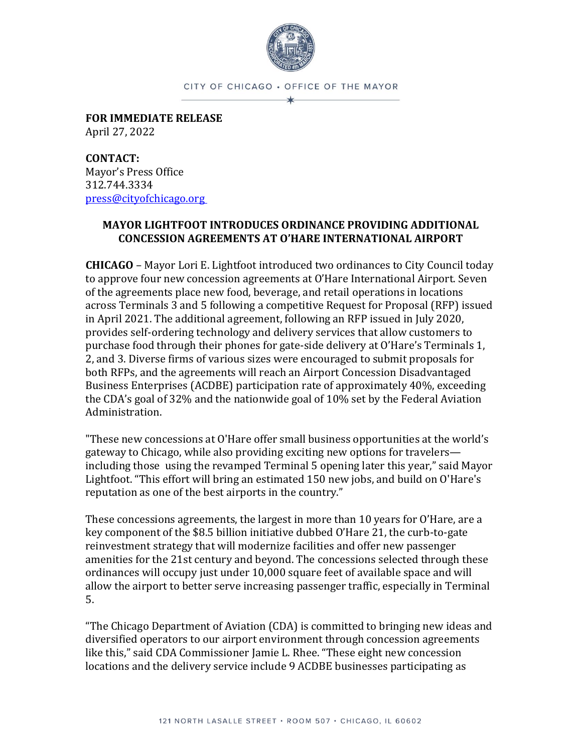CITY OF CHICAGO • OFFICE OF THE MAYOR

**FOR IMMEDIATE RELEASE**
April 27, 2022

**CONTACT:**
Mayor's Press Office
312.744.3334
press@cityofchicago.org

## MAYOR LIGHTFOOT INTRODUCES ORDINANCE PROVIDING ADDITIONAL CONCESSION AGREEMENTS AT O'HARE INTERNATIONAL AIRPORT

**CHICAGO** – Mayor Lori E. Lightfoot introduced two ordinances to City Council today to approve four new concession agreements at O'Hare International Airport. Seven of the agreements place new food, beverage, and retail operations in locations across Terminals 3 and 5 following a competitive Request for Proposal (RFP) issued in April 2021. The additional agreement, following an RFP issued in July 2020, provides self-ordering technology and delivery services that allow customers to purchase food through their phones for gate-side delivery at O'Hare's Terminals 1, 2, and 3. Diverse firms of various sizes were encouraged to submit proposals for both RFPs, and the agreements will reach an Airport Concession Disadvantaged Business Enterprises (ACDBE) participation rate of approximately 40%, exceeding the CDA's goal of 32% and the nationwide goal of 10% set by the Federal Aviation Administration.

"These new concessions at O'Hare offer small business opportunities at the world's gateway to Chicago, while also providing exciting new options for travelers—including those using the revamped Terminal 5 opening later this year," said Mayor Lightfoot. "This effort will bring an estimated 150 new jobs, and build on O'Hare's reputation as one of the best airports in the country."

These concessions agreements, the largest in more than 10 years for O'Hare, are a key component of the $8.5 billion initiative dubbed O'Hare 21, the curb-to-gate reinvestment strategy that will modernize facilities and offer new passenger amenities for the 21st century and beyond. The concessions selected through these ordinances will occupy just under 10,000 square feet of available space and will allow the airport to better serve increasing passenger traffic, especially in Terminal 5.

"The Chicago Department of Aviation (CDA) is committed to bringing new ideas and diversified operators to our airport environment through concession agreements like this," said CDA Commissioner Jamie L. Rhee. "These eight new concession locations and the delivery service include 9 ACDBE businesses participating as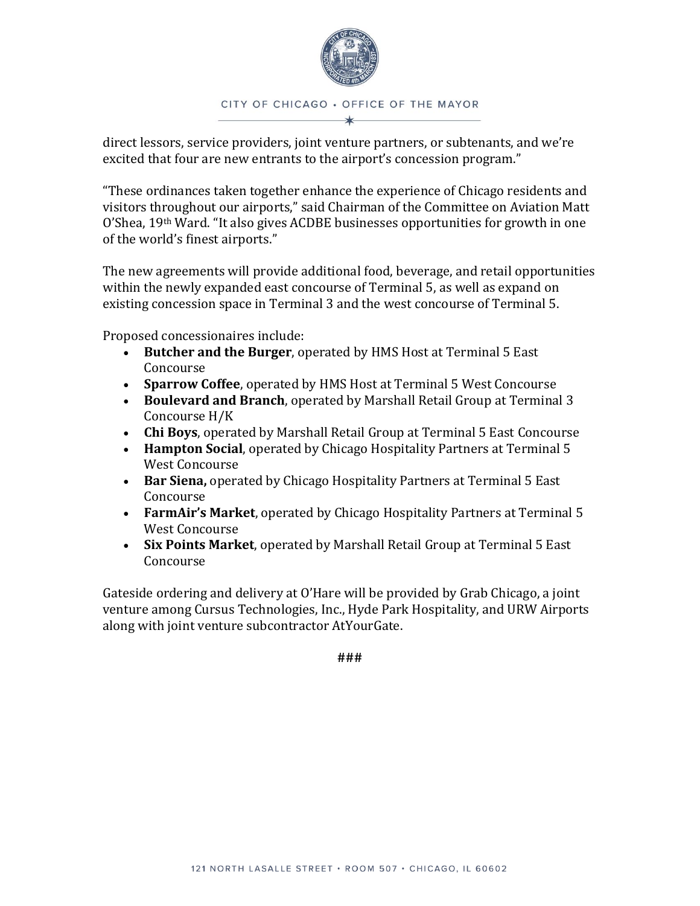direct lessors, service providers, joint venture partners, or subtenants, and we're excited that four are new entrants to the airport's concession program."

"These ordinances taken together enhance the experience of Chicago residents and visitors throughout our airports," said Chairman of the Committee on Aviation Matt O'Shea, 19th Ward. "It also gives ACDBE businesses opportunities for growth in one of the world's finest airports."

The new agreements will provide additional food, beverage, and retail opportunities within the newly expanded east concourse of Terminal 5, as well as expand on existing concession space in Terminal 3 and the west concourse of Terminal 5.

Proposed concessionaires include:

- **Butcher and the Burger**, operated by HMS Host at Terminal 5 East Concourse
- **Sparrow Coffee**, operated by HMS Host at Terminal 5 West Concourse
- **Boulevard and Branch**, operated by Marshall Retail Group at Terminal 3 Concourse H/K
- **Chi Boys**, operated by Marshall Retail Group at Terminal 5 East Concourse
- **Hampton Social**, operated by Chicago Hospitality Partners at Terminal 5 West Concourse
- **Bar Siena,** operated by Chicago Hospitality Partners at Terminal 5 East Concourse
- **FarmAir's Market**, operated by Chicago Hospitality Partners at Terminal 5 West Concourse
- **Six Points Market**, operated by Marshall Retail Group at Terminal 5 East Concourse

Gateside ordering and delivery at O'Hare will be provided by Grab Chicago, a joint venture among Cursus Technologies, Inc., Hyde Park Hospitality, and URW Airports along with joint venture subcontractor AtYourGate.

###